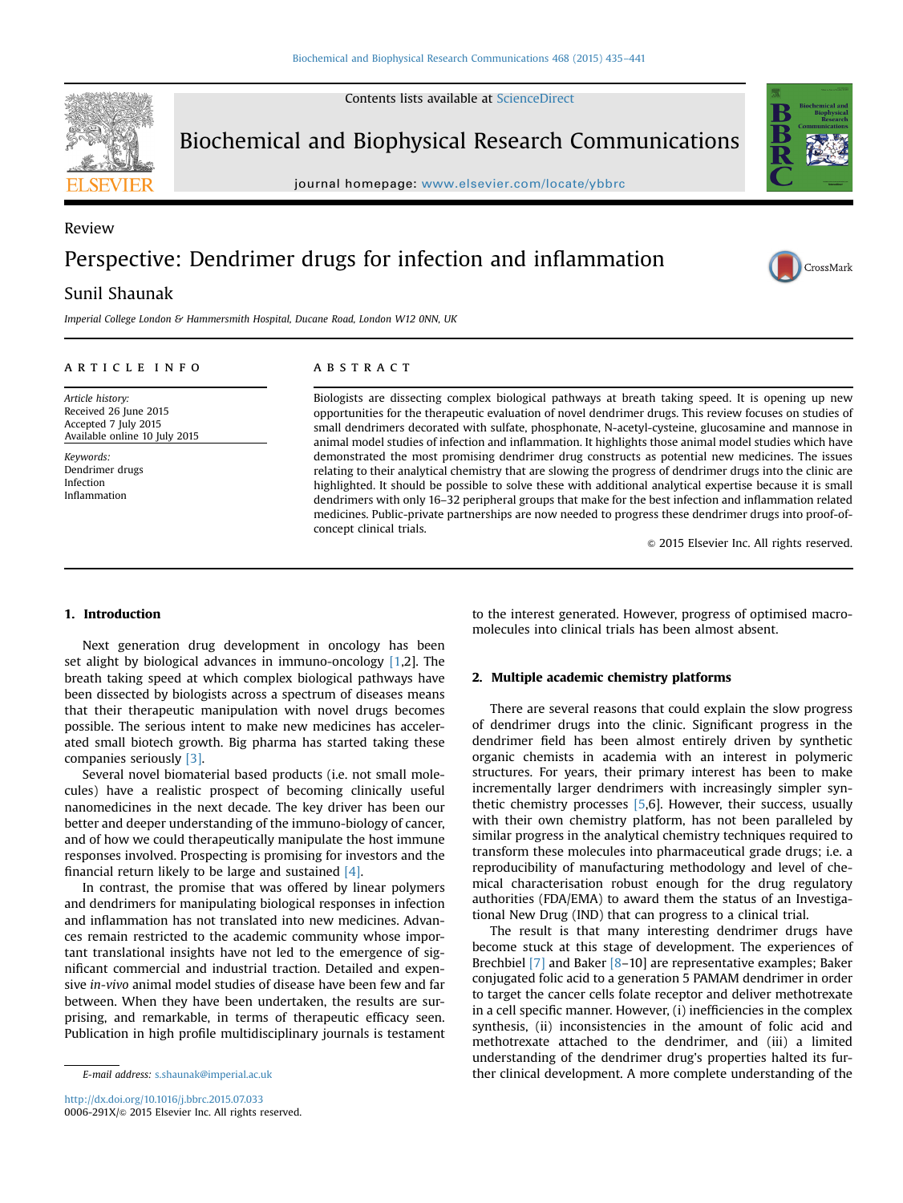Review

# Perspective: Dendrimer drugs for infection and inflammation

Sunil Shaunak

*Imperial College London & Hammersmith Hospital, Ducane Road, London W12 0NN, UK*

## ARTICLE INFO

*Article history:*
Received 26 June 2015
Accepted 7 July 2015
Available online 10 July 2015

*Keywords:*
Dendrimer drugs
Infection
Inflammation

## ABSTRACT

Biologists are dissecting complex biological pathways at breath taking speed. It is opening up new opportunities for the therapeutic evaluation of novel dendrimer drugs. This review focuses on studies of small dendrimers decorated with sulfate, phosphonate, N-acetyl-cysteine, glucosamine and mannose in animal model studies of infection and inflammation. It highlights those animal model studies which have demonstrated the most promising dendrimer drug constructs as potential new medicines. The issues relating to their analytical chemistry that are slowing the progress of dendrimer drugs into the clinic are highlighted. It should be possible to solve these with additional analytical expertise because it is small dendrimers with only 16–32 peripheral groups that make for the best infection and inflammation related medicines. Public-private partnerships are now needed to progress these dendrimer drugs into proof-of-concept clinical trials.

© 2015 Elsevier Inc. All rights reserved.

## 1. Introduction

Next generation drug development in oncology has been set alight by biological advances in immuno-oncology [1,2]. The breath taking speed at which complex biological pathways have been dissected by biologists across a spectrum of diseases means that their therapeutic manipulation with novel drugs becomes possible. The serious intent to make new medicines has accelerated small biotech growth. Big pharma has started taking these companies seriously [3].

Several novel biomaterial based products (i.e. not small molecules) have a realistic prospect of becoming clinically useful nanomedicines in the next decade. The key driver has been our better and deeper understanding of the immuno-biology of cancer, and of how we could therapeutically manipulate the host immune responses involved. Prospecting is promising for investors and the financial return likely to be large and sustained [4].

In contrast, the promise that was offered by linear polymers and dendrimers for manipulating biological responses in infection and inflammation has not translated into new medicines. Advances remain restricted to the academic community whose important translational insights have not led to the emergence of significant commercial and industrial traction. Detailed and expensive *in-vivo* animal model studies of disease have been few and far between. When they have been undertaken, the results are surprising, and remarkable, in terms of therapeutic efficacy seen. Publication in high profile multidisciplinary journals is testament to the interest generated. However, progress of optimised macromolecules into clinical trials has been almost absent.

## 2. Multiple academic chemistry platforms

There are several reasons that could explain the slow progress of dendrimer drugs into the clinic. Significant progress in the dendrimer field has been almost entirely driven by synthetic organic chemists in academia with an interest in polymeric structures. For years, their primary interest has been to make incrementally larger dendrimers with increasingly simpler synthetic chemistry processes [5,6]. However, their success, usually with their own chemistry platform, has not been paralleled by similar progress in the analytical chemistry techniques required to transform these molecules into pharmaceutical grade drugs; i.e. a reproducibility of manufacturing methodology and level of chemical characterisation robust enough for the drug regulatory authorities (FDA/EMA) to award them the status of an Investigational New Drug (IND) that can progress to a clinical trial.

The result is that many interesting dendrimer drugs have become stuck at this stage of development. The experiences of Brechbiel [7] and Baker [8–10] are representative examples; Baker conjugated folic acid to a generation 5 PAMAM dendrimer in order to target the cancer cells folate receptor and deliver methotrexate in a cell specific manner. However, (i) inefficiencies in the complex synthesis, (ii) inconsistencies in the amount of folic acid and methotrexate attached to the dendrimer, and (iii) a limited understanding of the dendrimer drug's properties halted its further clinical development. A more complete understanding of the

E-mail address: s.shaunak@imperial.ac.uk

http://dx.doi.org/10.1016/j.bbrc.2015.07.033
0006-291X/© 2015 Elsevier Inc. All rights reserved.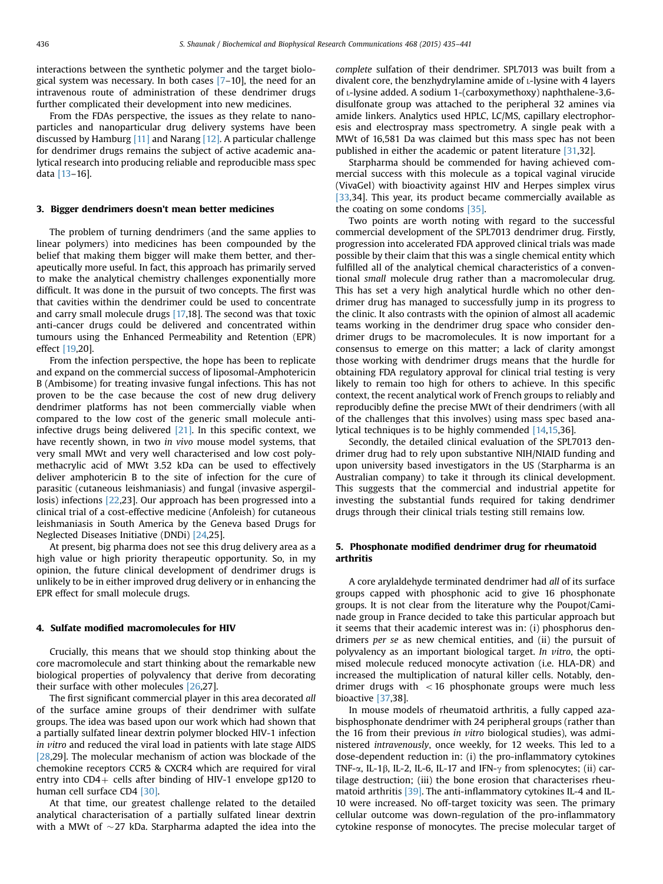interactions between the synthetic polymer and the target biological system was necessary. In both cases [7–10], the need for an intravenous route of administration of these dendrimer drugs further complicated their development into new medicines.

From the FDAs perspective, the issues as they relate to nanoparticles and nanoparticular drug delivery systems have been discussed by Hamburg [11] and Narang [12]. A particular challenge for dendrimer drugs remains the subject of active academic analytical research into producing reliable and reproducible mass spec data [13–16].

## 3. Bigger dendrimers doesn't mean better medicines

The problem of turning dendrimers (and the same applies to linear polymers) into medicines has been compounded by the belief that making them bigger will make them better, and therapeutically more useful. In fact, this approach has primarily served to make the analytical chemistry challenges exponentially more difficult. It was done in the pursuit of two concepts. The first was that cavities within the dendrimer could be used to concentrate and carry small molecule drugs [17,18]. The second was that toxic anti-cancer drugs could be delivered and concentrated within tumours using the Enhanced Permeability and Retention (EPR) effect [19,20].

From the infection perspective, the hope has been to replicate and expand on the commercial success of liposomal-Amphotericin B (Ambisome) for treating invasive fungal infections. This has not proven to be the case because the cost of new drug delivery dendrimer platforms has not been commercially viable when compared to the low cost of the generic small molecule anti-infective drugs being delivered [21]. In this specific context, we have recently shown, in two *in vivo* mouse model systems, that very small MWt and very well characterised and low cost polymethacrylic acid of MWt 3.52 kDa can be used to effectively deliver amphotericin B to the site of infection for the cure of parasitic (cutaneous leishmaniasis) and fungal (invasive aspergillosis) infections [22,23]. Our approach has been progressed into a clinical trial of a cost-effective medicine (Anfoleish) for cutaneous leishmaniasis in South America by the Geneva based Drugs for Neglected Diseases Initiative (DNDi) [24,25].

At present, big pharma does not see this drug delivery area as a high value or high priority therapeutic opportunity. So, in my opinion, the future clinical development of dendrimer drugs is unlikely to be in either improved drug delivery or in enhancing the EPR effect for small molecule drugs.

## 4. Sulfate modified macromolecules for HIV

Crucially, this means that we should stop thinking about the core macromolecule and start thinking about the remarkable new biological properties of polyvalency that derive from decorating their surface with other molecules [26,27].

The first significant commercial player in this area decorated *all* of the surface amine groups of their dendrimer with sulfate groups. The idea was based upon our work which had shown that a partially sulfated linear dextrin polymer blocked HIV-1 infection *in vitro* and reduced the viral load in patients with late stage AIDS [28,29]. The molecular mechanism of action was blockade of the chemokine receptors CCR5 & CXCR4 which are required for viral entry into CD4+ cells after binding of HIV-1 envelope gp120 to human cell surface CD4 [30].

At that time, our greatest challenge related to the detailed analytical characterisation of a partially sulfated linear dextrin with a MWt of ~27 kDa. Starpharma adapted the idea into the *complete* sulfation of their dendrimer. SPL7013 was built from a divalent core, the benzhydrylamine amide of L-lysine with 4 layers of L-lysine added. A sodium 1-(carboxymethoxy) naphthalene-3,6-disulfonate group was attached to the peripheral 32 amines via amide linkers. Analytics used HPLC, LC/MS, capillary electrophoresis and electrospray mass spectrometry. A single peak with a MWt of 16,581 Da was claimed but this mass spec has not been published in either the academic or patent literature [31,32].

Starpharma should be commended for having achieved commercial success with this molecule as a topical vaginal virucide (VivaGel) with bioactivity against HIV and Herpes simplex virus [33,34]. This year, its product became commercially available as the coating on some condoms [35].

Two points are worth noting with regard to the successful commercial development of the SPL7013 dendrimer drug. Firstly, progression into accelerated FDA approved clinical trials was made possible by their claim that this was a single chemical entity which fulfilled all of the analytical chemical characteristics of a conventional *small* molecule drug rather than a macromolecular drug. This has set a very high analytical hurdle which no other dendrimer drug has managed to successfully jump in its progress to the clinic. It also contrasts with the opinion of almost all academic teams working in the dendrimer drug space who consider dendrimer drugs to be macromolecules. It is now important for a consensus to emerge on this matter; a lack of clarity amongst those working with dendrimer drugs means that the hurdle for obtaining FDA regulatory approval for clinical trial testing is very likely to remain too high for others to achieve. In this specific context, the recent analytical work of French groups to reliably and reproducibly define the precise MWt of their dendrimers (with all of the challenges that this involves) using mass spec based analytical techniques is to be highly commended [14,15,36].

Secondly, the detailed clinical evaluation of the SPL7013 dendrimer drug had to rely upon substantive NIH/NIAID funding and upon university based investigators in the US (Starpharma is an Australian company) to take it through its clinical development. This suggests that the commercial and industrial appetite for investing the substantial funds required for taking dendrimer drugs through their clinical trials testing still remains low.

## 5. Phosphonate modified dendrimer drug for rheumatoid arthritis

A core arylaldehyde terminated dendrimer had *all* of its surface groups capped with phosphonic acid to give 16 phosphonate groups. It is not clear from the literature why the Poupot/Caminade group in France decided to take this particular approach but it seems that their academic interest was in: (i) phosphorus dendrimers *per se* as new chemical entities, and (ii) the pursuit of polyvalency as an important biological target. *In vitro*, the optimised molecule reduced monocyte activation (i.e. HLA-DR) and increased the multiplication of natural killer cells. Notably, dendrimer drugs with $<16$ phosphonate groups were much less bioactive [37,38].

In mouse models of rheumatoid arthritis, a fully capped azabisphosphonate dendrimer with 24 peripheral groups (rather than the 16 from their previous *in vitro* biological studies), was administered *intravenously*, once weekly, for 12 weeks. This led to a dose-dependent reduction in: (i) the pro-inflammatory cytokines TNF-$\alpha$, IL-1$\beta$, IL-2, IL-6, IL-17 and IFN-$\gamma$ from splenocytes; (ii) cartilage destruction; (iii) the bone erosion that characterises rheumatoid arthritis [39]. The anti-inflammatory cytokines IL-4 and IL-10 were increased. No off-target toxicity was seen. The primary cellular outcome was down-regulation of the pro-inflammatory cytokine response of monocytes. The precise molecular target of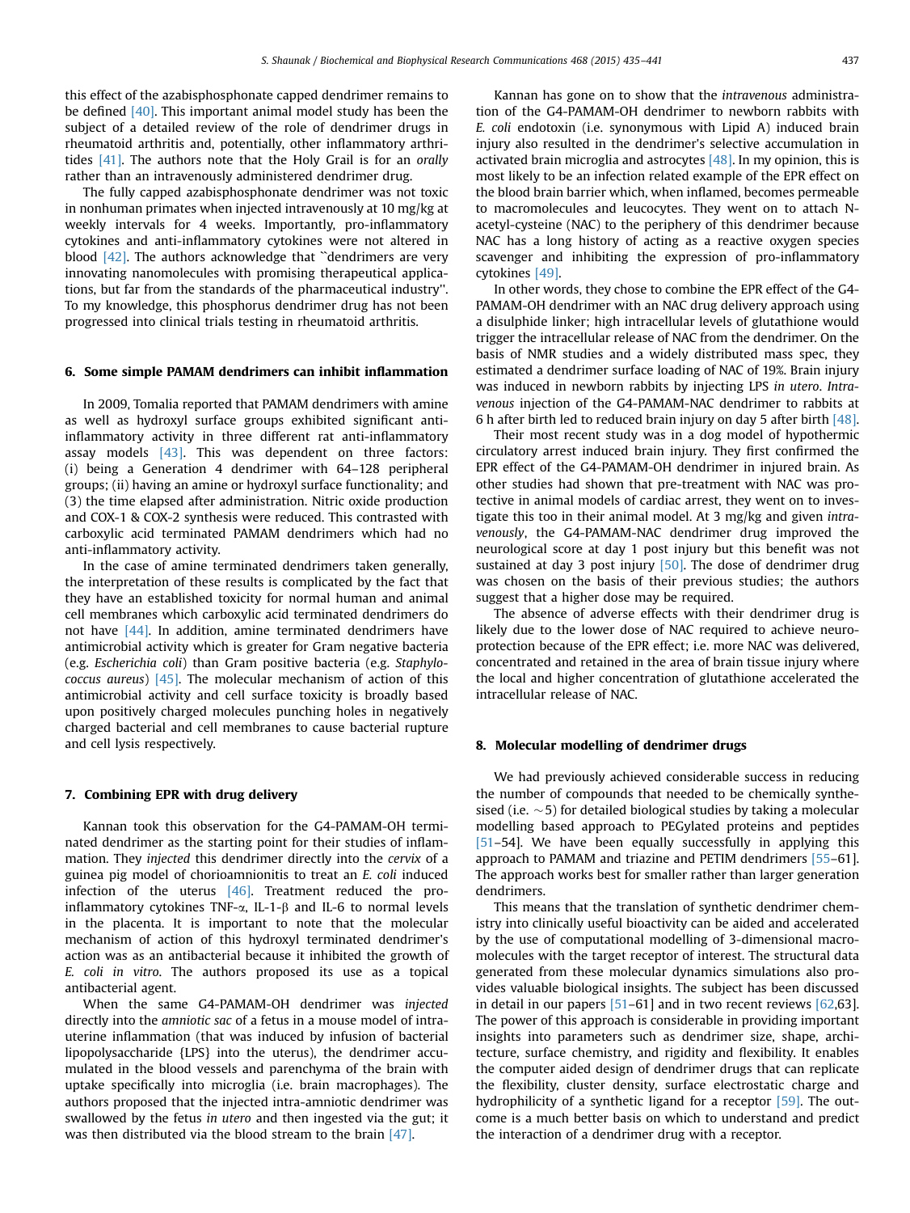this effect of the azabisphosphonate capped dendrimer remains to be defined [40]. This important animal model study has been the subject of a detailed review of the role of dendrimer drugs in rheumatoid arthritis and, potentially, other inflammatory arthritides [41]. The authors note that the Holy Grail is for an *orally* rather than an intravenously administered dendrimer drug.

The fully capped azabisphosphonate dendrimer was not toxic in nonhuman primates when injected intravenously at 10 mg/kg at weekly intervals for 4 weeks. Importantly, pro-inflammatory cytokines and anti-inflammatory cytokines were not altered in blood [42]. The authors acknowledge that "dendrimers are very innovating nanomolecules with promising therapeutical applications, but far from the standards of the pharmaceutical industry". To my knowledge, this phosphorus dendrimer drug has not been progressed into clinical trials testing in rheumatoid arthritis.

## 6. Some simple PAMAM dendrimers can inhibit inflammation

In 2009, Tomalia reported that PAMAM dendrimers with amine as well as hydroxyl surface groups exhibited significant anti-inflammatory activity in three different rat anti-inflammatory assay models [43]. This was dependent on three factors: (i) being a Generation 4 dendrimer with 64–128 peripheral groups; (ii) having an amine or hydroxyl surface functionality; and (3) the time elapsed after administration. Nitric oxide production and COX-1 & COX-2 synthesis were reduced. This contrasted with carboxylic acid terminated PAMAM dendrimers which had no anti-inflammatory activity.

In the case of amine terminated dendrimers taken generally, the interpretation of these results is complicated by the fact that they have an established toxicity for normal human and animal cell membranes which carboxylic acid terminated dendrimers do not have [44]. In addition, amine terminated dendrimers have antimicrobial activity which is greater for Gram negative bacteria (e.g. *Escherichia coli*) than Gram positive bacteria (e.g. *Staphylococcus aureus*) [45]. The molecular mechanism of action of this antimicrobial activity and cell surface toxicity is broadly based upon positively charged molecules punching holes in negatively charged bacterial and cell membranes to cause bacterial rupture and cell lysis respectively.

## 7. Combining EPR with drug delivery

Kannan took this observation for the G4-PAMAM-OH terminated dendrimer as the starting point for their studies of inflammation. They *injected* this dendrimer directly into the *cervix* of a guinea pig model of chorioamnionitis to treat an *E. coli* induced infection of the uterus [46]. Treatment reduced the pro-inflammatory cytokines TNF-α, IL-1-β and IL-6 to normal levels in the placenta. It is important to note that the molecular mechanism of action of this hydroxyl terminated dendrimer's action was as an antibacterial because it inhibited the growth of *E. coli in vitro*. The authors proposed its use as a topical antibacterial agent.

When the same G4-PAMAM-OH dendrimer was *injected* directly into the *amniotic sac* of a fetus in a mouse model of intrauterine inflammation (that was induced by infusion of bacterial lipopolysaccharide {LPS} into the uterus), the dendrimer accumulated in the blood vessels and parenchyma of the brain with uptake specifically into microglia (i.e. brain macrophages). The authors proposed that the injected intra-amniotic dendrimer was swallowed by the fetus *in utero* and then ingested via the gut; it was then distributed via the blood stream to the brain [47].

Kannan has gone on to show that the *intravenous* administration of the G4-PAMAM-OH dendrimer to newborn rabbits with *E. coli* endotoxin (i.e. synonymous with Lipid A) induced brain injury also resulted in the dendrimer's selective accumulation in activated brain microglia and astrocytes [48]. In my opinion, this is most likely to be an infection related example of the EPR effect on the blood brain barrier which, when inflamed, becomes permeable to macromolecules and leucocytes. They went on to attach N-acetyl-cysteine (NAC) to the periphery of this dendrimer because NAC has a long history of acting as a reactive oxygen species scavenger and inhibiting the expression of pro-inflammatory cytokines [49].

In other words, they chose to combine the EPR effect of the G4-PAMAM-OH dendrimer with an NAC drug delivery approach using a disulphide linker; high intracellular levels of glutathione would trigger the intracellular release of NAC from the dendrimer. On the basis of NMR studies and a widely distributed mass spec, they estimated a dendrimer surface loading of NAC of 19%. Brain injury was induced in newborn rabbits by injecting LPS *in utero*. *Intravenous* injection of the G4-PAMAM-NAC dendrimer to rabbits at 6 h after birth led to reduced brain injury on day 5 after birth [48].

Their most recent study was in a dog model of hypothermic circulatory arrest induced brain injury. They first confirmed the EPR effect of the G4-PAMAM-OH dendrimer in injured brain. As other studies had shown that pre-treatment with NAC was protective in animal models of cardiac arrest, they went on to investigate this too in their animal model. At 3 mg/kg and given *intravenously*, the G4-PAMAM-NAC dendrimer drug improved the neurological score at day 1 post injury but this benefit was not sustained at day 3 post injury [50]. The dose of dendrimer drug was chosen on the basis of their previous studies; the authors suggest that a higher dose may be required.

The absence of adverse effects with their dendrimer drug is likely due to the lower dose of NAC required to achieve neuroprotection because of the EPR effect; i.e. more NAC was delivered, concentrated and retained in the area of brain tissue injury where the local and higher concentration of glutathione accelerated the intracellular release of NAC.

## 8. Molecular modelling of dendrimer drugs

We had previously achieved considerable success in reducing the number of compounds that needed to be chemically synthesised (i.e. ∼5) for detailed biological studies by taking a molecular modelling based approach to PEGylated proteins and peptides [51–54]. We have been equally successfully in applying this approach to PAMAM and triazine and PETIM dendrimers [55–61]. The approach works best for smaller rather than larger generation dendrimers.

This means that the translation of synthetic dendrimer chemistry into clinically useful bioactivity can be aided and accelerated by the use of computational modelling of 3-dimensional macromolecules with the target receptor of interest. The structural data generated from these molecular dynamics simulations also provides valuable biological insights. The subject has been discussed in detail in our papers [51–61] and in two recent reviews [62,63]. The power of this approach is considerable in providing important insights into parameters such as dendrimer size, shape, architecture, surface chemistry, and rigidity and flexibility. It enables the computer aided design of dendrimer drugs that can replicate the flexibility, cluster density, surface electrostatic charge and hydrophilicity of a synthetic ligand for a receptor [59]. The outcome is a much better basis on which to understand and predict the interaction of a dendrimer drug with a receptor.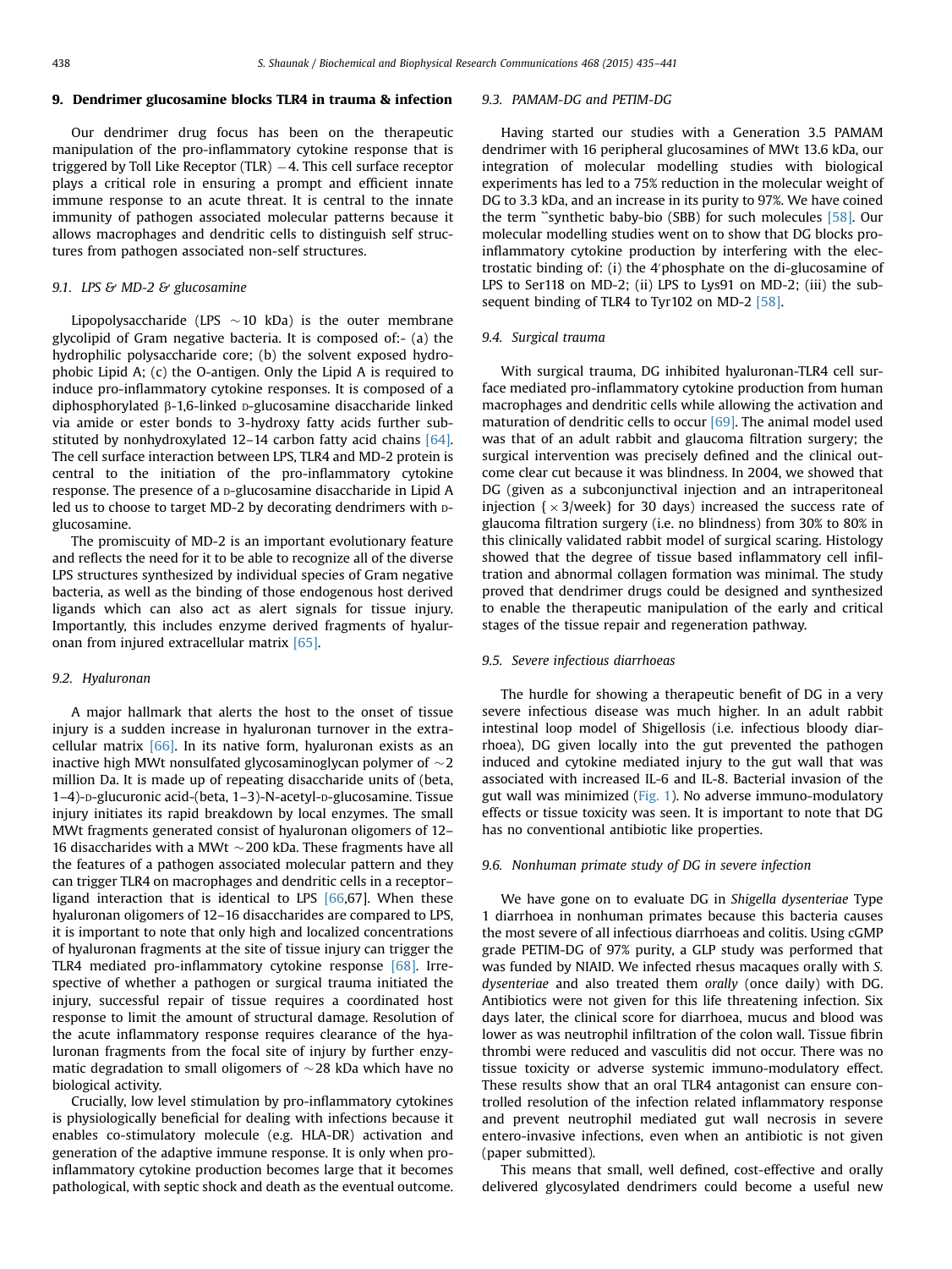## 9. Dendrimer glucosamine blocks TLR4 in trauma & infection

Our dendrimer drug focus has been on the therapeutic manipulation of the pro-inflammatory cytokine response that is triggered by Toll Like Receptor (TLR) −4. This cell surface receptor plays a critical role in ensuring a prompt and efficient innate immune response to an acute threat. It is central to the innate immunity of pathogen associated molecular patterns because it allows macrophages and dendritic cells to distinguish self structures from pathogen associated non-self structures.

### 9.1. LPS & MD-2 & glucosamine

Lipopolysaccharide (LPS ~10 kDa) is the outer membrane glycolipid of Gram negative bacteria. It is composed of:- (a) the hydrophilic polysaccharide core; (b) the solvent exposed hydrophobic Lipid A; (c) the O-antigen. Only the Lipid A is required to induce pro-inflammatory cytokine responses. It is composed of a diphosphorylated β-1,6-linked D-glucosamine disaccharide linked via amide or ester bonds to 3-hydroxy fatty acids further substituted by nonhydroxylated 12–14 carbon fatty acid chains [64]. The cell surface interaction between LPS, TLR4 and MD-2 protein is central to the initiation of the pro-inflammatory cytokine response. The presence of a D-glucosamine disaccharide in Lipid A led us to choose to target MD-2 by decorating dendrimers with D-glucosamine.

The promiscuity of MD-2 is an important evolutionary feature and reflects the need for it to be able to recognize all of the diverse LPS structures synthesized by individual species of Gram negative bacteria, as well as the binding of those endogenous host derived ligands which can also act as alert signals for tissue injury. Importantly, this includes enzyme derived fragments of hyaluronan from injured extracellular matrix [65].

### 9.2. Hyaluronan

A major hallmark that alerts the host to the onset of tissue injury is a sudden increase in hyaluronan turnover in the extracellular matrix [66]. In its native form, hyaluronan exists as an inactive high MWt nonsulfated glycosaminoglycan polymer of ~2 million Da. It is made up of repeating disaccharide units of (beta, 1–4)-D-glucuronic acid-(beta, 1–3)-N-acetyl-D-glucosamine. Tissue injury initiates its rapid breakdown by local enzymes. The small MWt fragments generated consist of hyaluronan oligomers of 12–16 disaccharides with a MWt ~200 kDa. These fragments have all the features of a pathogen associated molecular pattern and they can trigger TLR4 on macrophages and dendritic cells in a receptor–ligand interaction that is identical to LPS [66,67]. When these hyaluronan oligomers of 12–16 disaccharides are compared to LPS, it is important to note that only high and localized concentrations of hyaluronan fragments at the site of tissue injury can trigger the TLR4 mediated pro-inflammatory cytokine response [68]. Irrespective of whether a pathogen or surgical trauma initiated the injury, successful repair of tissue requires a coordinated host response to limit the amount of structural damage. Resolution of the acute inflammatory response requires clearance of the hyaluronan fragments from the focal site of injury by further enzymatic degradation to small oligomers of ~28 kDa which have no biological activity.

Crucially, low level stimulation by pro-inflammatory cytokines is physiologically beneficial for dealing with infections because it enables co-stimulatory molecule (e.g. HLA-DR) activation and generation of the adaptive immune response. It is only when pro-inflammatory cytokine production becomes large that it becomes pathological, with septic shock and death as the eventual outcome.

### 9.3. PAMAM-DG and PETIM-DG

Having started our studies with a Generation 3.5 PAMAM dendrimer with 16 peripheral glucosamines of MWt 13.6 kDa, our integration of molecular modelling studies with biological experiments has led to a 75% reduction in the molecular weight of DG to 3.3 kDa, and an increase in its purity to 97%. We have coined the term "synthetic baby-bio (SBB) for such molecules [58]. Our molecular modelling studies went on to show that DG blocks pro-inflammatory cytokine production by interfering with the electrostatic binding of: (i) the 4′phosphate on the di-glucosamine of LPS to Ser118 on MD-2; (ii) LPS to Lys91 on MD-2; (iii) the subsequent binding of TLR4 to Tyr102 on MD-2 [58].

### 9.4. Surgical trauma

With surgical trauma, DG inhibited hyaluronan-TLR4 cell surface mediated pro-inflammatory cytokine production from human macrophages and dendritic cells while allowing the activation and maturation of dendritic cells to occur [69]. The animal model used was that of an adult rabbit and glaucoma filtration surgery; the surgical intervention was precisely defined and the clinical outcome clear cut because it was blindness. In 2004, we showed that DG (given as a subconjunctival injection and an intraperitoneal injection {× 3/week} for 30 days) increased the success rate of glaucoma filtration surgery (i.e. no blindness) from 30% to 80% in this clinically validated rabbit model of surgical scaring. Histology showed that the degree of tissue based inflammatory cell infiltration and abnormal collagen formation was minimal. The study proved that dendrimer drugs could be designed and synthesized to enable the therapeutic manipulation of the early and critical stages of the tissue repair and regeneration pathway.

### 9.5. Severe infectious diarrhoeas

The hurdle for showing a therapeutic benefit of DG in a very severe infectious disease was much higher. In an adult rabbit intestinal loop model of Shigellosis (i.e. infectious bloody diarrhoea), DG given locally into the gut prevented the pathogen induced and cytokine mediated injury to the gut wall that was associated with increased IL-6 and IL-8. Bacterial invasion of the gut wall was minimized (Fig. 1). No adverse immuno-modulatory effects or tissue toxicity was seen. It is important to note that DG has no conventional antibiotic like properties.

### 9.6. Nonhuman primate study of DG in severe infection

We have gone on to evaluate DG in *Shigella dysenteriae* Type 1 diarrhoea in nonhuman primates because this bacteria causes the most severe of all infectious diarrhoeas and colitis. Using cGMP grade PETIM-DG of 97% purity, a GLP study was performed that was funded by NIAID. We infected rhesus macaques orally with *S. dysenteriae* and also treated them *orally* (once daily) with DG. Antibiotics were not given for this life threatening infection. Six days later, the clinical score for diarrhoea, mucus and blood was lower as was neutrophil infiltration of the colon wall. Tissue fibrin thrombi were reduced and vasculitis did not occur. There was no tissue toxicity or adverse systemic immuno-modulatory effect. These results show that an oral TLR4 antagonist can ensure controlled resolution of the infection related inflammatory response and prevent neutrophil mediated gut wall necrosis in severe entero-invasive infections, even when an antibiotic is not given (paper submitted).

This means that small, well defined, cost-effective and orally delivered glycosylated dendrimers could become a useful new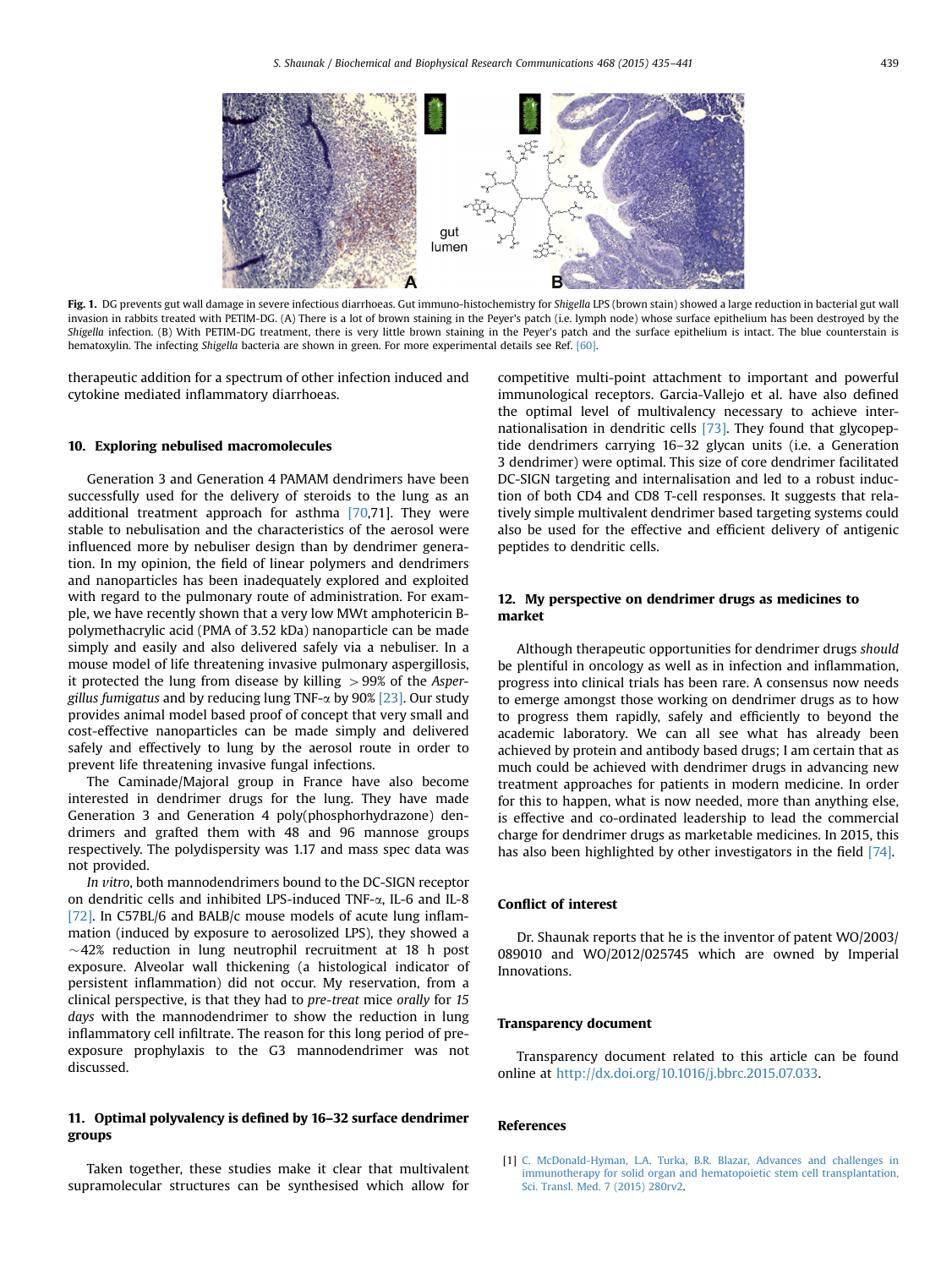Fig. 1. DG prevents gut wall damage in severe infectious diarrhoeas. Gut immuno-histochemistry for *Shigella* LPS (brown stain) showed a large reduction in bacterial gut wall invasion in rabbits treated with PETIM-DG. (A) There is a lot of brown staining in the Peyer's patch (i.e. lymph node) whose surface epithelium has been destroyed by the *Shigella* infection. (B) With PETIM-DG treatment, there is very little brown staining in the Peyer's patch and the surface epithelium is intact. The blue counterstain is hematoxylin. The infecting *Shigella* bacteria are shown in green. For more experimental details see Ref. [60].

therapeutic addition for a spectrum of other infection induced and cytokine mediated inflammatory diarrhoeas.

## 10. Exploring nebulised macromolecules

Generation 3 and Generation 4 PAMAM dendrimers have been successfully used for the delivery of steroids to the lung as an additional treatment approach for asthma [70,71]. They were stable to nebulisation and the characteristics of the aerosol were influenced more by nebuliser design than by dendrimer generation. In my opinion, the field of linear polymers and dendrimers and nanoparticles has been inadequately explored and exploited with regard to the pulmonary route of administration. For example, we have recently shown that a very low MWt amphotericin B-polymethacrylic acid (PMA of 3.52 kDa) nanoparticle can be made simply and easily and also delivered safely via a nebuliser. In a mouse model of life threatening invasive pulmonary aspergillosis, it protected the lung from disease by killing $>99\%$ of the *Aspergillus fumigatus* and by reducing lung TNF-$\alpha$ by 90% [23]. Our study provides animal model based proof of concept that very small and cost-effective nanoparticles can be made simply and delivered safely and effectively to lung by the aerosol route in order to prevent life threatening invasive fungal infections.

The Caminade/Majoral group in France have also become interested in dendrimer drugs for the lung. They have made Generation 3 and Generation 4 poly(phosphorhydrazone) dendrimers and grafted them with 48 and 96 mannose groups respectively. The polydispersity was 1.17 and mass spec data was not provided.

*In vitro*, both mannodendrimers bound to the DC-SIGN receptor on dendritic cells and inhibited LPS-induced TNF-$\alpha$, IL-6 and IL-8 [72]. In C57BL/6 and BALB/c mouse models of acute lung inflammation (induced by exposure to aerosolized LPS), they showed a $\sim$42% reduction in lung neutrophil recruitment at 18 h post exposure. Alveolar wall thickening (a histological indicator of persistent inflammation) did not occur. My reservation, from a clinical perspective, is that they had to *pre-treat* mice *orally* for *15 days* with the mannodendrimer to show the reduction in lung inflammatory cell infiltrate. The reason for this long period of pre-exposure prophylaxis to the G3 mannodendrimer was not discussed.

## 11. Optimal polyvalency is defined by 16–32 surface dendrimer groups

Taken together, these studies make it clear that multivalent supramolecular structures can be synthesised which allow for competitive multi-point attachment to important and powerful immunological receptors. Garcia-Vallejo et al. have also defined the optimal level of multivalency necessary to achieve internalisation in dendritic cells [73]. They found that glycopeptide dendrimers carrying 16–32 glycan units (i.e. a Generation 3 dendrimer) were optimal. This size of core dendrimer facilitated DC-SIGN targeting and internalisation and led to a robust induction of both CD4 and CD8 T-cell responses. It suggests that relatively simple multivalent dendrimer based targeting systems could also be used for the effective and efficient delivery of antigenic peptides to dendritic cells.

## 12. My perspective on dendrimer drugs as medicines to market

Although therapeutic opportunities for dendrimer drugs *should* be plentiful in oncology as well as in infection and inflammation, progress into clinical trials has been rare. A consensus now needs to emerge amongst those working on dendrimer drugs as to how to progress them rapidly, safely and efficiently to beyond the academic laboratory. We can all see what has already been achieved by protein and antibody based drugs; I am certain that as much could be achieved with dendrimer drugs in advancing new treatment approaches for patients in modern medicine. In order for this to happen, what is now needed, more than anything else, is effective and co-ordinated leadership to lead the commercial charge for dendrimer drugs as marketable medicines. In 2015, this has also been highlighted by other investigators in the field [74].

## Conflict of interest

Dr. Shaunak reports that he is the inventor of patent WO/2003/089010 and WO/2012/025745 which are owned by Imperial Innovations.

## Transparency document

Transparency document related to this article can be found online at http://dx.doi.org/10.1016/j.bbrc.2015.07.033.

## References

[1] C. McDonald-Hyman, L.A. Turka, B.R. Blazar, Advances and challenges in immunotherapy for solid organ and hematopoietic stem cell transplantation, Sci. Transl. Med. 7 (2015) 280rv2.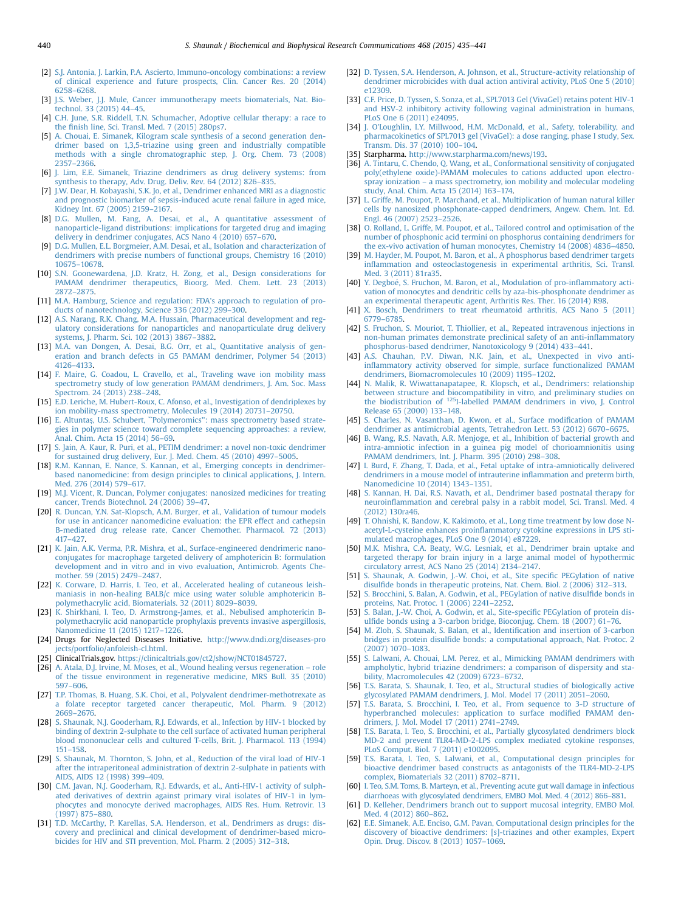[2] S.J. Antonia, J. Larkin, P.A. Ascierto, Immuno-oncology combinations: a review of clinical experience and future prospects, Clin. Cancer Res. 20 (2014) 6258–6268.

[3] J.S. Weber, J.J. Mule, Cancer immunotherapy meets biomaterials, Nat. Biotechnol. 33 (2015) 44–45.

[4] C.H. June, S.R. Riddell, T.N. Schumacher, Adoptive cellular therapy: a race to the finish line, Sci. Transl. Med. 7 (2015) 280ps7.

[5] A. Chouai, E. Simanek, Kilogram scale synthesis of a second generation dendrimer based on 1,3,5-triazine using green and industrially compatible methods with a single chromatographic step, J. Org. Chem. 73 (2008) 2357–2366.

[6] J. Lim, E.E. Simanek, Triazine dendrimers as drug delivery systems: from synthesis to therapy, Adv. Drug. Deliv. Rev. 64 (2012) 826–835.

[7] J.W. Dear, H. Kobayashi, S.K. Jo, et al., Dendrimer enhanced MRI as a diagnostic and prognostic biomarker of sepsis-induced acute renal failure in aged mice, Kidney Int. 67 (2005) 2159–2167.

[8] D.G. Mullen, M. Fang, A. Desai, et al., A quantitative assessment of nanoparticle-ligand distributions: implications for targeted drug and imaging delivery in dendrimer conjugates, ACS Nano 4 (2010) 657–670.

[9] D.G. Mullen, E.L. Borgmeier, A.M. Desai, et al., Isolation and characterization of dendrimers with precise numbers of functional groups, Chemistry 16 (2010) 10675–10678.

[10] S.N. Goonewardena, J.D. Kratz, H. Zong, et al., Design considerations for PAMAM dendrimer therapeutics, Bioorg. Med. Chem. Lett. 23 (2013) 2872–2875.

[11] M.A. Hamburg, Science and regulation: FDA's approach to regulation of products of nanotechnology, Science 336 (2012) 299–300.

[12] A.S. Narang, R.K. Chang, M.A. Hussain, Pharmaceutical development and regulatory considerations for nanoparticles and nanoparticulate drug delivery systems, J. Pharm. Sci. 102 (2013) 3867–3882.

[13] M.A. van Dongen, A. Desai, B.G. Orr, et al., Quantitative analysis of generation and branch defects in G5 PAMAM dendrimer, Polymer 54 (2013) 4126–4133.

[14] F. Maire, G. Coadou, L. Cravello, et al., Traveling wave ion mobility mass spectrometry study of low generation PAMAM dendrimers, J. Am. Soc. Mass Spectrom. 24 (2013) 238–248.

[15] E.D. Leriche, M. Hubert-Roux, C. Afonso, et al., Investigation of dendriplexes by ion mobility-mass spectrometry, Molecules 19 (2014) 20731–20750.

[16] E. Altuntaş, U.S. Schubert, "Polymeromics": mass spectrometry based strategies in polymer science toward complete sequencing approaches: a review, Anal. Chim. Acta 15 (2014) 56–69.

[17] S. Jain, A. Kaur, R. Puri, et al., PETIM dendrimer: a novel non-toxic dendrimer for sustained drug delivery, Eur. J. Med. Chem. 45 (2010) 4997–5005.

[18] R.M. Kannan, E. Nance, S. Kannan, et al., Emerging concepts in dendrimer-based nanomedicine: from design principles to clinical applications, J. Intern. Med. 276 (2014) 579–617.

[19] M.J. Vicent, R. Duncan, Polymer conjugates: nanosized medicines for treating cancer, Trends Biotechnol. 24 (2006) 39–47.

[20] R. Duncan, Y.N. Sat-Klopsch, A.M. Burger, et al., Validation of tumour models for use in anticancer nanomedicine evaluation: the EPR effect and cathepsin B-mediated drug release rate, Cancer Chemother. Pharmacol. 72 (2013) 417–427.

[21] K. Jain, A.K. Verma, P.R. Mishra, et al., Surface-engineered dendrimeric nanoconjugates for macrophage targeted delivery of amphotericin B: formulation development and in vitro and in vivo evaluation, Antimicrob. Agents Chemother. 59 (2015) 2479–2487.

[22] K. Corware, D. Harris, I. Teo, et al., Accelerated healing of cutaneous leishmaniasis in non-healing BALB/c mice using water soluble amphotericin B-polymethacrylic acid, Biomaterials. 32 (2011) 8029–8039.

[23] K. Shirkhani, I. Teo, D. Armstrong-James, et al., Nebulised amphotericin B-polymethacrylic acid nanoparticle prophylaxis prevents invasive aspergillosis, Nanomedicine 11 (2015) 1217–1226.

[24] Drugs for Neglected Diseases Initiative. http://www.dndi.org/diseases-projects/portfolio/anfoleish-cl.html.

[25] ClinicalTrials.gov. https://clinicaltrials.gov/ct2/show/NCT01845727.

[26] A. Atala, D.J. Irvine, M. Moses, et al., Wound healing versus regeneration – role of the tissue environment in regenerative medicine, MRS Bull. 35 (2010) 597–606.

[27] T.P. Thomas, B. Huang, S.K. Choi, et al., Polyvalent dendrimer-methotrexate as a folate receptor targeted cancer therapeutic, Mol. Pharm. 9 (2012) 2669–2676.

[28] S. Shaunak, N.J. Gooderham, R.J. Edwards, et al., Infection by HIV-1 blocked by binding of dextrin 2-sulphate to the cell surface of activated human peripheral blood mononuclear cells and cultured T-cells, Brit. J. Pharmacol. 113 (1994) 151–158.

[29] S. Shaunak, M. Thornton, S. John, et al., Reduction of the viral load of HIV-1 after the intraperitoneal administration of dextrin 2-sulphate in patients with AIDS, AIDS 12 (1998) 399–409.

[30] C.M. Javan, N.J. Gooderham, R.J. Edwards, et al., Anti-HIV-1 activity of sulphated derivatives of dextrin against primary viral isolates of HIV-1 in lymphocytes and monocyte derived macrophages, AIDS Res. Hum. Retrovir. 13 (1997) 875–880.

[31] T.D. McCarthy, P. Karellas, S.A. Henderson, et al., Dendrimers as drugs: discovery and preclinical and clinical development of dendrimer-based microbicides for HIV and STI prevention, Mol. Pharm. 2 (2005) 312–318.

[32] D. Tyssen, S.A. Henderson, A. Johnson, et al., Structure-activity relationship of dendrimer microbicides with dual action antiviral activity, PLoS One 5 (2010) e12309.

[33] C.F. Price, D. Tyssen, S. Sonza, et al., SPL7013 Gel (VivaGel) retains potent HIV-1 and HSV-2 inhibitory activity following vaginal administration in humans, PLoS One 6 (2011) e24095.

[34] J. O'Loughlin, I.Y. Millwood, H.M. McDonald, et al., Safety, tolerability, and pharmacokinetics of SPL7013 gel (VivaGel): a dose ranging, phase I study, Sex. Transm. Dis. 37 (2010) 100–104.

[35] Starpharma. http://www.starpharma.com/news/193.

[36] A. Tintaru, C. Chendo, Q. Wang, et al., Conformational sensitivity of conjugated poly(ethylene oxide)-PAMAM molecules to cations adducted upon electrospray ionization – a mass spectrometry, ion mobility and molecular modeling study, Anal. Chim. Acta 15 (2014) 163–174.

[37] L. Griffe, M. Poupot, P. Marchand, et al., Multiplication of human natural killer cells by nanosized phosphonate-capped dendrimers, Angew. Chem. Int. Ed. Engl. 46 (2007) 2523–2526.

[38] O. Rolland, L. Griffe, M. Poupot, et al., Tailored control and optimisation of the number of phosphonic acid termini on phosphorus containing dendrimers for the ex-vivo activation of human monocytes, Chemistry 14 (2008) 4836–4850.

[39] M. Hayder, M. Poupot, M. Baron, et al., A phosphorus based dendrimer targets inflammation and osteoclastogenesis in experimental arthritis, Sci. Transl. Med. 3 (2011) 81ra35.

[40] Y. Degboé, S. Fruchon, M. Baron, et al., Modulation of pro-inflammatory activation of monocytes and dendritic cells by aza-bis-phosphonate dendrimer as an experimental therapeutic agent, Arthritis Res. Ther. 16 (2014) R98.

[41] X. Bosch, Dendrimers to treat rheumatoid arthritis, ACS Nano 5 (2011) 6779–6785.

[42] S. Fruchon, S. Mouriot, T. Thiollier, et al., Repeated intravenous injections in non-human primates demonstrate preclinical safety of an anti-inflammatory phosphorus-based dendrimer, Nanotoxicology 9 (2014) 433–441.

[43] A.S. Chauhan, P.V. Diwan, N.K. Jain, et al., Unexpected in vivo anti-inflammatory activity observed for simple, surface functionalized PAMAM dendrimers, Biomacromolecules 10 (2009) 1195–1202.

[44] N. Malik, R. Wiwattanapatapee, R. Klopsch, et al., Dendrimers: relationship between structure and biocompatibility in vitro, and preliminary studies on the biodistribution of $^{125}$I-labelled PAMAM dendrimers in vivo, J. Control Release 65 (2000) 133–148.

[45] S. Charles, N. Vasanthan, D. Kwon, et al., Surface modification of PAMAM dendrimer as antimicrobial agents, Tetrahedron Lett. 53 (2012) 6670–6675.

[46] B. Wang, R.S. Navath, A.R. Menjoge, et al., Inhibition of bacterial growth and intra-amniotic infection in a guinea pig model of chorioamnionitis using PAMAM dendrimers, Int. J. Pharm. 395 (2010) 298–308.

[47] I. Burd, F. Zhang, T. Dada, et al., Fetal uptake of intra-amniotically delivered dendrimers in a mouse model of intrauterine inflammation and preterm birth, Nanomedicine 10 (2014) 1343–1351.

[48] S. Kannan, H. Dai, R.S. Navath, et al., Dendrimer based postnatal therapy for neuroinflammation and cerebral palsy in a rabbit model, Sci. Transl. Med. 4 (2012) 130ra46.

[49] T. Ohnishi, K. Bandow, K. Kakimoto, et al., Long time treatment by low dose N-acetyl-L-cysteine enhances proinflammatory cytokine expressions in LPS stimulated macrophages, PLoS One 9 (2014) e87229.

[50] M.K. Mishra, C.A. Beaty, W.G. Lesniak, et al., Dendrimer brain uptake and targeted therapy for brain injury in a large animal model of hypothermic circulatory arrest, ACS Nano 25 (2014) 2134–2147.

[51] S. Shaunak, A. Godwin, J.-W. Choi, et al., Site specific PEGylation of native disulfide bonds in therapeutic proteins, Nat. Chem. Biol. 2 (2006) 312–313.

[52] S. Brocchini, S. Balan, A. Godwin, et al., PEGylation of native disulfide bonds in proteins, Nat. Protoc. 1 (2006) 2241–2252.

[53] S. Balan, J.-W. Choi, A. Godwin, et al., Site-specific PEGylation of protein disulfide bonds using a 3-carbon bridge, Bioconjug. Chem. 18 (2007) 61–76.

[54] M. Zloh, S. Shaunak, S. Balan, et al., Identification and insertion of 3-carbon bridges in protein disulfide bonds: a computational approach, Nat. Protoc. 2 (2007) 1070–1083.

[55] S. Lalwani, A. Chouai, L.M. Perez, et al., Mimicking PAMAM dendrimers with ampholytic, hybrid triazine dendrimers: a comparison of dispersity and stability, Macromolecules 42 (2009) 6723–6732.

[56] T.S. Barata, S. Shaunak, I. Teo, et al., Structural studies of biologically active glycosylated PAMAM dendrimers, J. Mol. Model 17 (2011) 2051–2060.

[57] T.S. Barata, S. Brocchini, I. Teo, et al., From sequence to 3-D structure of hyperbranched molecules: application to surface modified PAMAM dendrimers, J. Mol. Model 17 (2011) 2741–2749.

[58] T.S. Barata, I. Teo, S. Brocchini, et al., Partially glycosylated dendrimers block MD-2 and prevent TLR4-MD-2-LPS complex mediated cytokine responses, PLoS Comput. Biol. 7 (2011) e1002095.

[59] T.S. Barata, I. Teo, S. Lalwani, et al., Computational design principles for bioactive dendrimer based constructs as antagonists of the TLR4-MD-2-LPS complex, Biomaterials 32 (2011) 8702–8711.

[60] I. Teo, S.M. Toms, B. Marteyn, et al., Preventing acute gut wall damage in infectious diarrhoeas with glycosylated dendrimers, EMBO Mol. Med. 4 (2012) 866–881.

[61] D. Kelleher, Dendrimers branch out to support mucosal integrity, EMBO Mol. Med. 4 (2012) 860–862.

[62] E.E. Simanek, A.E. Enciso, G.M. Pavan, Computational design principles for the discovery of bioactive dendrimers: [s]-triazines and other examples, Expert Opin. Drug. Discov. 8 (2013) 1057–1069.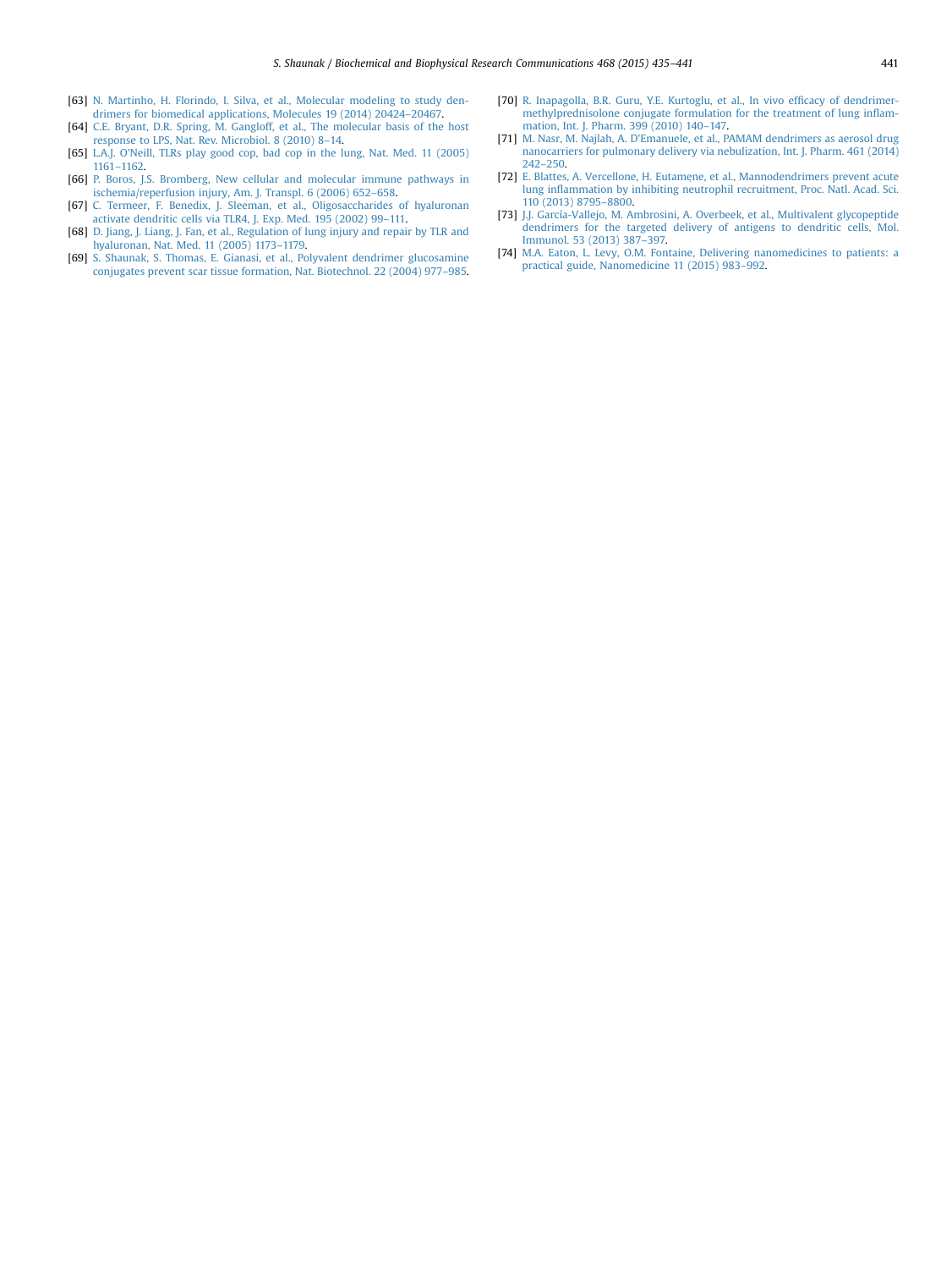[63] N. Martinho, H. Florindo, I. Silva, et al., Molecular modeling to study dendrimers for biomedical applications, Molecules 19 (2014) 20424–20467.

[64] C.E. Bryant, D.R. Spring, M. Gangloff, et al., The molecular basis of the host response to LPS, Nat. Rev. Microbiol. 8 (2010) 8–14.

[65] L.A.J. O'Neill, TLRs play good cop, bad cop in the lung, Nat. Med. 11 (2005) 1161–1162.

[66] P. Boros, J.S. Bromberg, New cellular and molecular immune pathways in ischemia/reperfusion injury, Am. J. Transpl. 6 (2006) 652–658.

[67] C. Termeer, F. Benedix, J. Sleeman, et al., Oligosaccharides of hyaluronan activate dendritic cells via TLR4, J. Exp. Med. 195 (2002) 99–111.

[68] D. Jiang, J. Liang, J. Fan, et al., Regulation of lung injury and repair by TLR and hyaluronan, Nat. Med. 11 (2005) 1173–1179.

[69] S. Shaunak, S. Thomas, E. Gianasi, et al., Polyvalent dendrimer glucosamine conjugates prevent scar tissue formation, Nat. Biotechnol. 22 (2004) 977–985.

[70] R. Inapagolla, B.R. Guru, Y.E. Kurtoglu, et al., In vivo efficacy of dendrimer-methylprednisolone conjugate formulation for the treatment of lung inflammation, Int. J. Pharm. 399 (2010) 140–147.

[71] M. Nasr, M. Najlah, A. D'Emanuele, et al., PAMAM dendrimers as aerosol drug nanocarriers for pulmonary delivery via nebulization, Int. J. Pharm. 461 (2014) 242–250.

[72] E. Blattes, A. Vercellone, H. Eutamene, et al., Mannodendrimers prevent acute lung inflammation by inhibiting neutrophil recruitment, Proc. Natl. Acad. Sci. 110 (2013) 8795–8800.

[73] J.J. García-Vallejo, M. Ambrosini, A. Overbeek, et al., Multivalent glycopeptide dendrimers for the targeted delivery of antigens to dendritic cells, Mol. Immunol. 53 (2013) 387–397.

[74] M.A. Eaton, L. Levy, O.M. Fontaine, Delivering nanomedicines to patients: a practical guide, Nanomedicine 11 (2015) 983–992.